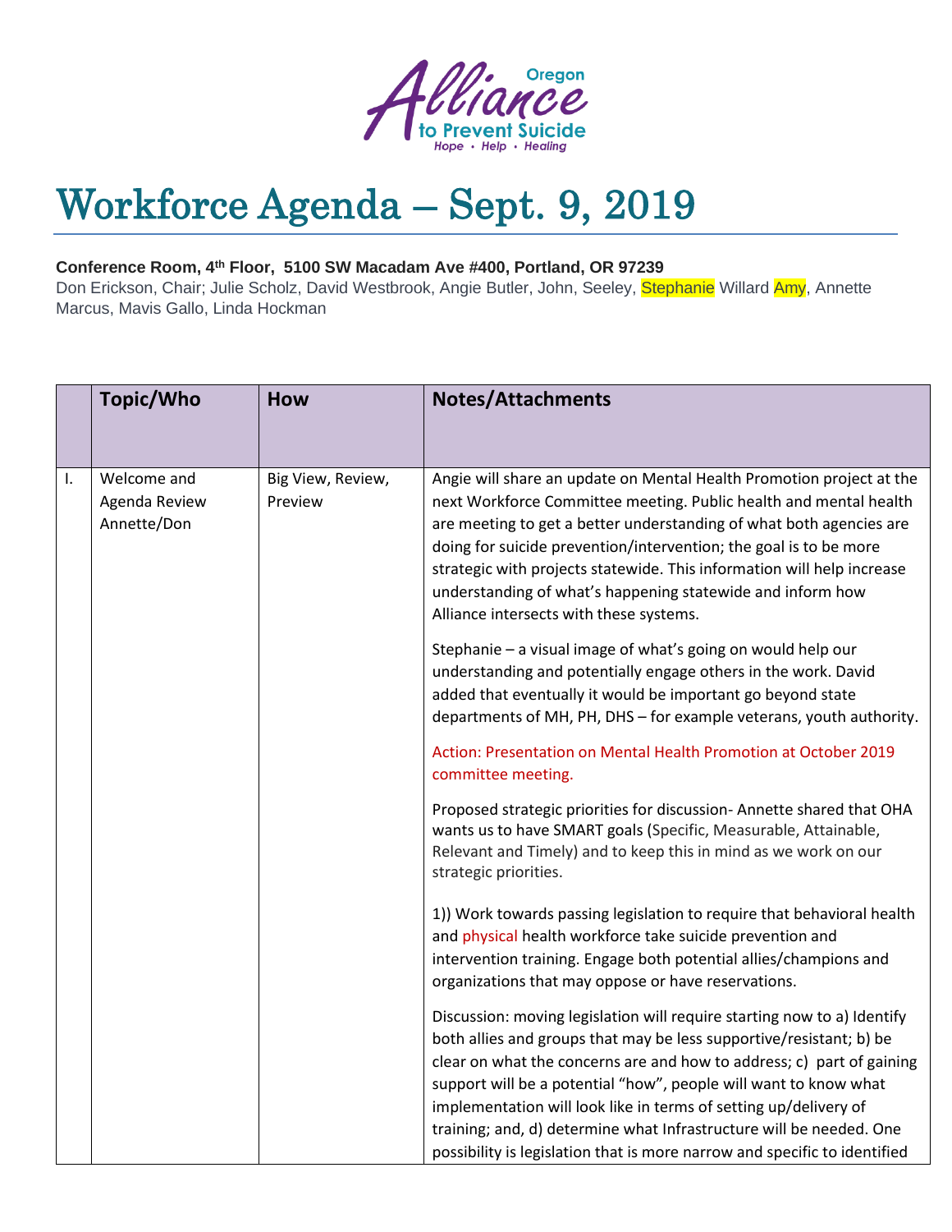Oregon Alliance to Prevent Suicide
*Hope • Help • Healing*

# Workforce Agenda – Sept. 9, 2019

**Conference Room, 4th Floor, 5100 SW Macadam Ave #400, Portland, OR 97239**
Don Erickson, Chair; Julie Scholz, David Westbrook, Angie Butler, John, Seeley, Stephanie Willard Amy, Annette Marcus, Mavis Gallo, Linda Hockman

| | Topic/Who | How | Notes/Attachments |
|---|---|---|---|
| I. | Welcome and Agenda Review Annette/Don | Big View, Review, Preview | Angie will share an update on Mental Health Promotion project at the next Workforce Committee meeting. Public health and mental health are meeting to get a better understanding of what both agencies are doing for suicide prevention/intervention; the goal is to be more strategic with projects statewide. This information will help increase understanding of what's happening statewide and inform how Alliance intersects with these systems.<br><br>Stephanie – a visual image of what's going on would help our understanding and potentially engage others in the work. David added that eventually it would be important go beyond state departments of MH, PH, DHS – for example veterans, youth authority.<br><br>Action: Presentation on Mental Health Promotion at October 2019 committee meeting.<br><br>Proposed strategic priorities for discussion- Annette shared that OHA wants us to have SMART goals (Specific, Measurable, Attainable, Relevant and Timely) and to keep this in mind as we work on our strategic priorities.<br><br>1)) Work towards passing legislation to require that behavioral health and physical health workforce take suicide prevention and intervention training. Engage both potential allies/champions and organizations that may oppose or have reservations.<br><br>Discussion: moving legislation will require starting now to a) Identify both allies and groups that may be less supportive/resistant; b) be clear on what the concerns are and how to address; c) part of gaining support will be a potential "how", people will want to know what implementation will look like in terms of setting up/delivery of training; and, d) determine what Infrastructure will be needed. One possibility is legislation that is more narrow and specific to identified |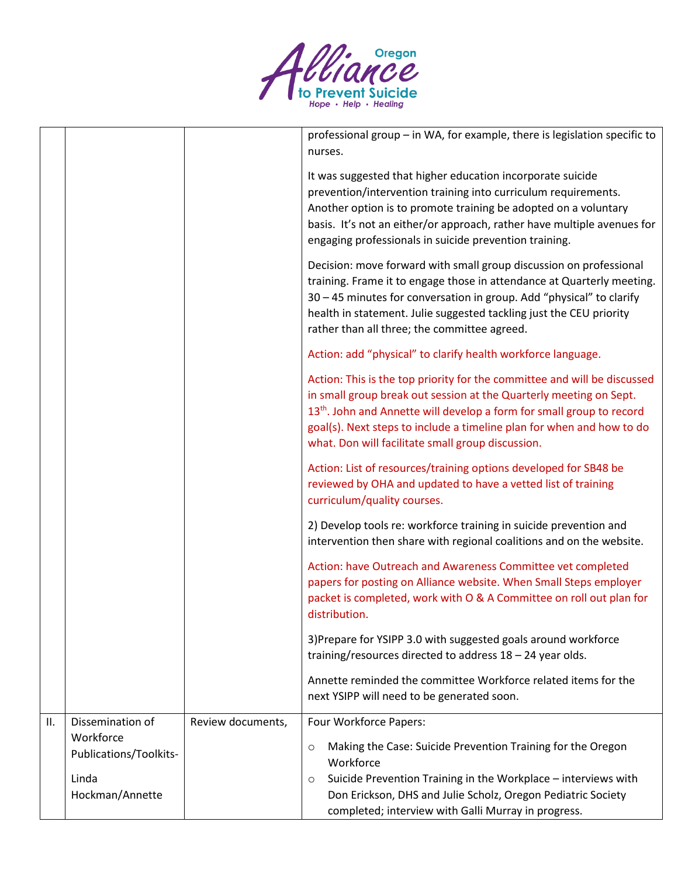| | | | |
|---|---|---|---|
| | | | professional group – in WA, for example, there is legislation specific to nurses.<br><br>It was suggested that higher education incorporate suicide prevention/intervention training into curriculum requirements. Another option is to promote training be adopted on a voluntary basis. It's not an either/or approach, rather have multiple avenues for engaging professionals in suicide prevention training.<br><br>Decision: move forward with small group discussion on professional training. Frame it to engage those in attendance at Quarterly meeting. 30 – 45 minutes for conversation in group. Add "physical" to clarify health in statement. Julie suggested tackling just the CEU priority rather than all three; the committee agreed.<br><br>Action: add "physical" to clarify health workforce language.<br><br>Action: This is the top priority for the committee and will be discussed in small group break out session at the Quarterly meeting on Sept. 13th. John and Annette will develop a form for small group to record goal(s). Next steps to include a timeline plan for when and how to do what. Don will facilitate small group discussion.<br><br>Action: List of resources/training options developed for SB48 be reviewed by OHA and updated to have a vetted list of training curriculum/quality courses.<br><br>2) Develop tools re: workforce training in suicide prevention and intervention then share with regional coalitions and on the website.<br><br>Action: have Outreach and Awareness Committee vet completed papers for posting on Alliance website. When Small Steps employer packet is completed, work with O & A Committee on roll out plan for distribution.<br><br>3)Prepare for YSIPP 3.0 with suggested goals around workforce training/resources directed to address 18 – 24 year olds.<br><br>Annette reminded the committee Workforce related items for the next YSIPP will need to be generated soon. |
| II. | Dissemination of Workforce Publications/Toolkits-<br><br>Linda Hockman/Annette | Review documents, | Four Workforce Papers:<br><br>○ Making the Case: Suicide Prevention Training for the Oregon Workforce<br>○ Suicide Prevention Training in the Workplace – interviews with Don Erickson, DHS and Julie Scholz, Oregon Pediatric Society completed; interview with Galli Murray in progress. |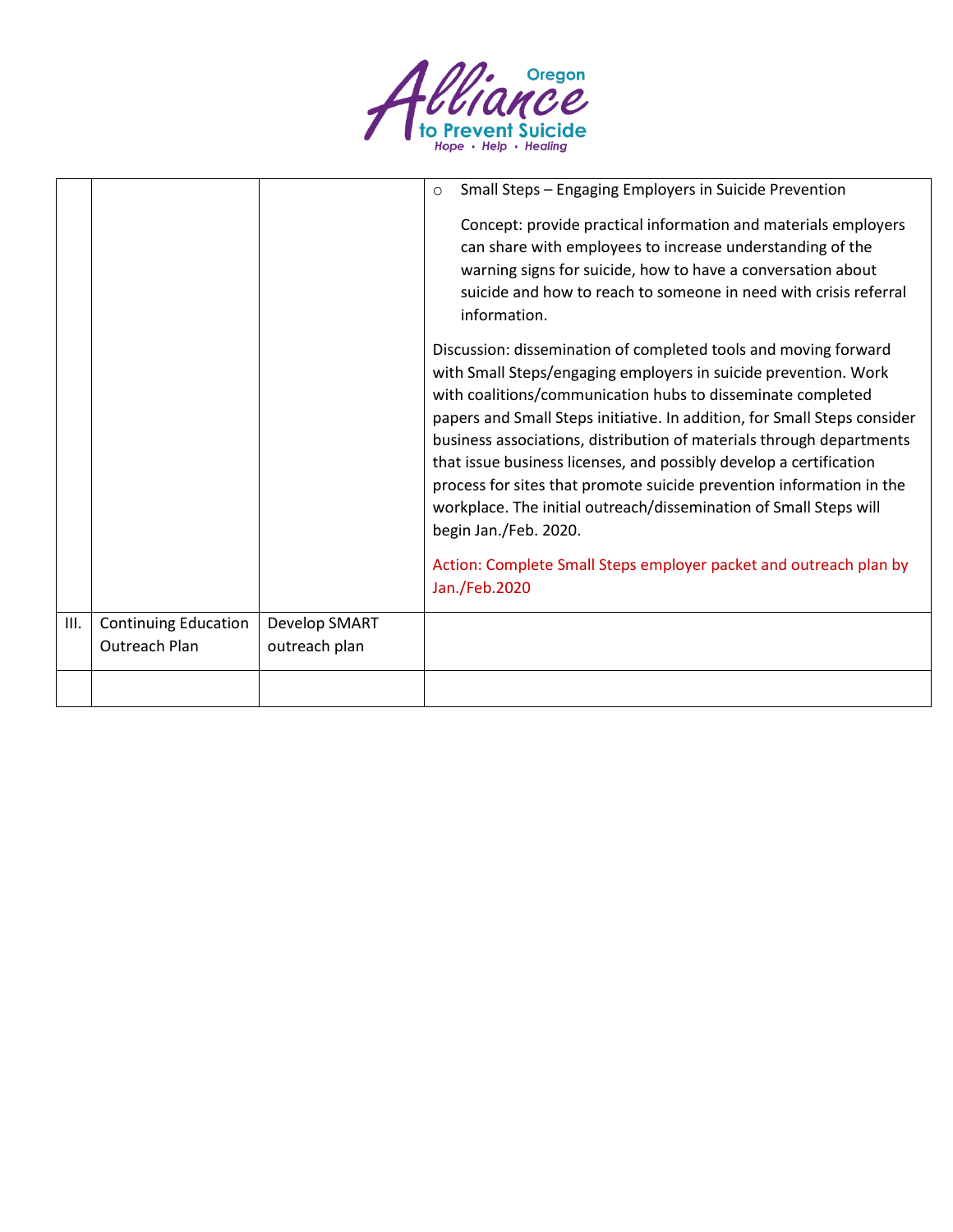| | | | |
|---|---|---|---|
| | | | ○ Small Steps – Engaging Employers in Suicide Prevention<br><br>Concept: provide practical information and materials employers can share with employees to increase understanding of the warning signs for suicide, how to have a conversation about suicide and how to reach to someone in need with crisis referral information.<br><br>Discussion: dissemination of completed tools and moving forward with Small Steps/engaging employers in suicide prevention. Work with coalitions/communication hubs to disseminate completed papers and Small Steps initiative. In addition, for Small Steps consider business associations, distribution of materials through departments that issue business licenses, and possibly develop a certification process for sites that promote suicide prevention information in the workplace. The initial outreach/dissemination of Small Steps will begin Jan./Feb. 2020.<br><br>Action: Complete Small Steps employer packet and outreach plan by Jan./Feb.2020 |
| III. | Continuing Education Outreach Plan | Develop SMART outreach plan | |
| | | | |